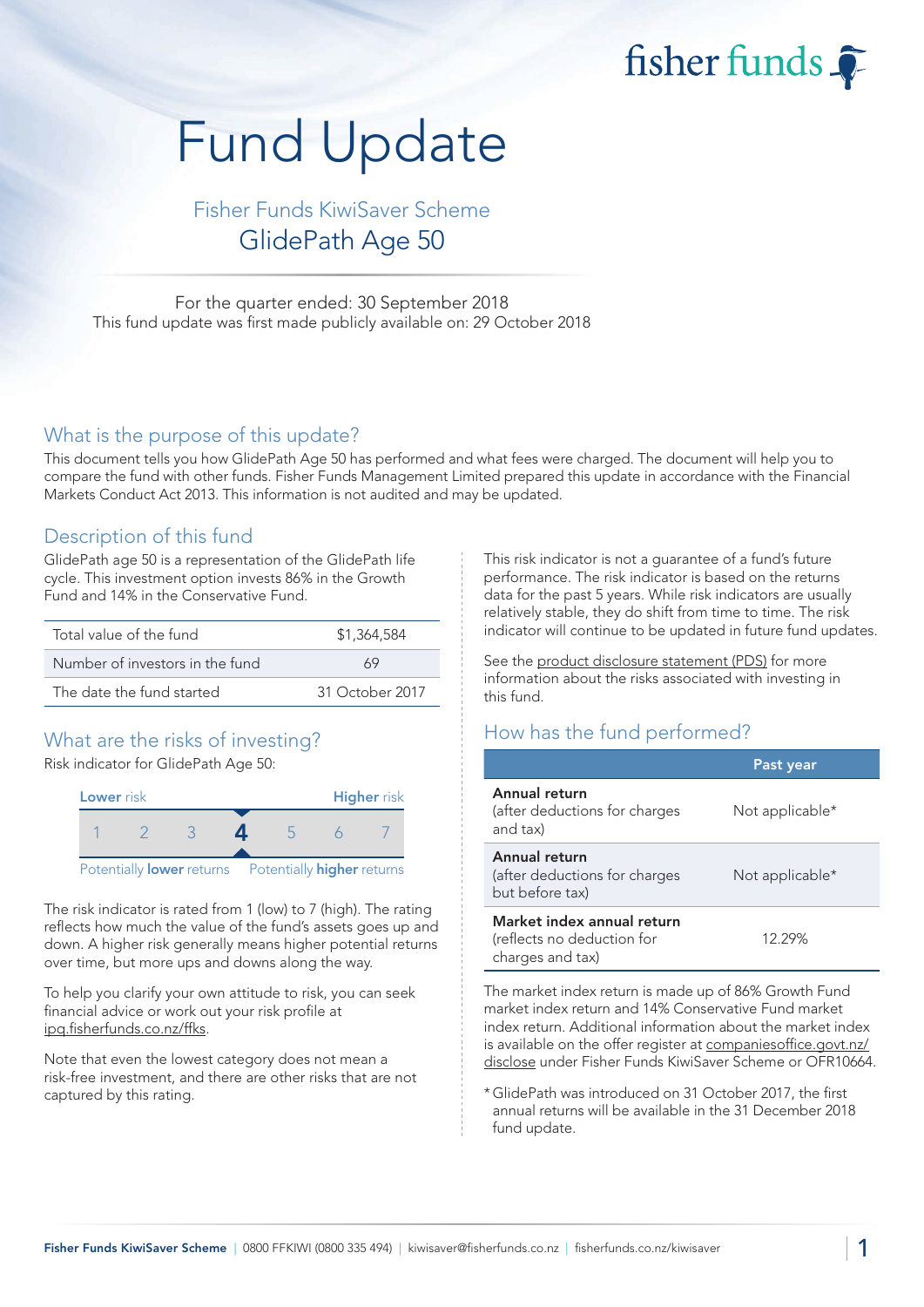fisher funds

# Fund Update

## Fisher Funds KiwiSaver Scheme
## GlidePath Age 50

For the quarter ended: 30 September 2018
This fund update was first made publicly available on: 29 October 2018

## What is the purpose of this update?

This document tells you how GlidePath Age 50 has performed and what fees were charged. The document will help you to compare the fund with other funds. Fisher Funds Management Limited prepared this update in accordance with the Financial Markets Conduct Act 2013. This information is not audited and may be updated.

## Description of this fund

GlidePath age 50 is a representation of the GlidePath life cycle. This investment option invests 86% in the Growth Fund and 14% in the Conservative Fund.

| | |
|---|---|
| Total value of the fund | $1,364,584 |
| Number of investors in the fund | 69 |
| The date the fund started | 31 October 2017 |

## What are the risks of investing?

Risk indicator for GlidePath Age 50:

| Lower risk | | | | | | Higher risk |
|---|---|---|---|---|---|---|
| 1 | 2 | 3 | **4** | 5 | 6 | 7 |

Potentially **lower** returns — Potentially **higher** returns

The risk indicator is rated from 1 (low) to 7 (high). The rating reflects how much the value of the fund's assets goes up and down. A higher risk generally means higher potential returns over time, but more ups and downs along the way.

To help you clarify your own attitude to risk, you can seek financial advice or work out your risk profile at ipq.fisherfunds.co.nz/ffks.

Note that even the lowest category does not mean a risk-free investment, and there are other risks that are not captured by this rating.

This risk indicator is not a guarantee of a fund's future performance. The risk indicator is based on the returns data for the past 5 years. While risk indicators are usually relatively stable, they do shift from time to time. The risk indicator will continue to be updated in future fund updates.

See the product disclosure statement (PDS) for more information about the risks associated with investing in this fund.

## How has the fund performed?

| | Past year |
|---|---|
| **Annual return** (after deductions for charges and tax) | Not applicable* |
| **Annual return** (after deductions for charges but before tax) | Not applicable* |
| **Market index annual return** (reflects no deduction for charges and tax) | 12.29% |

The market index return is made up of 86% Growth Fund market index return and 14% Conservative Fund market index return. Additional information about the market index is available on the offer register at companiesoffice.govt.nz/disclose under Fisher Funds KiwiSaver Scheme or OFR10664.

* GlidePath was introduced on 31 October 2017, the first annual returns will be available in the 31 December 2018 fund update.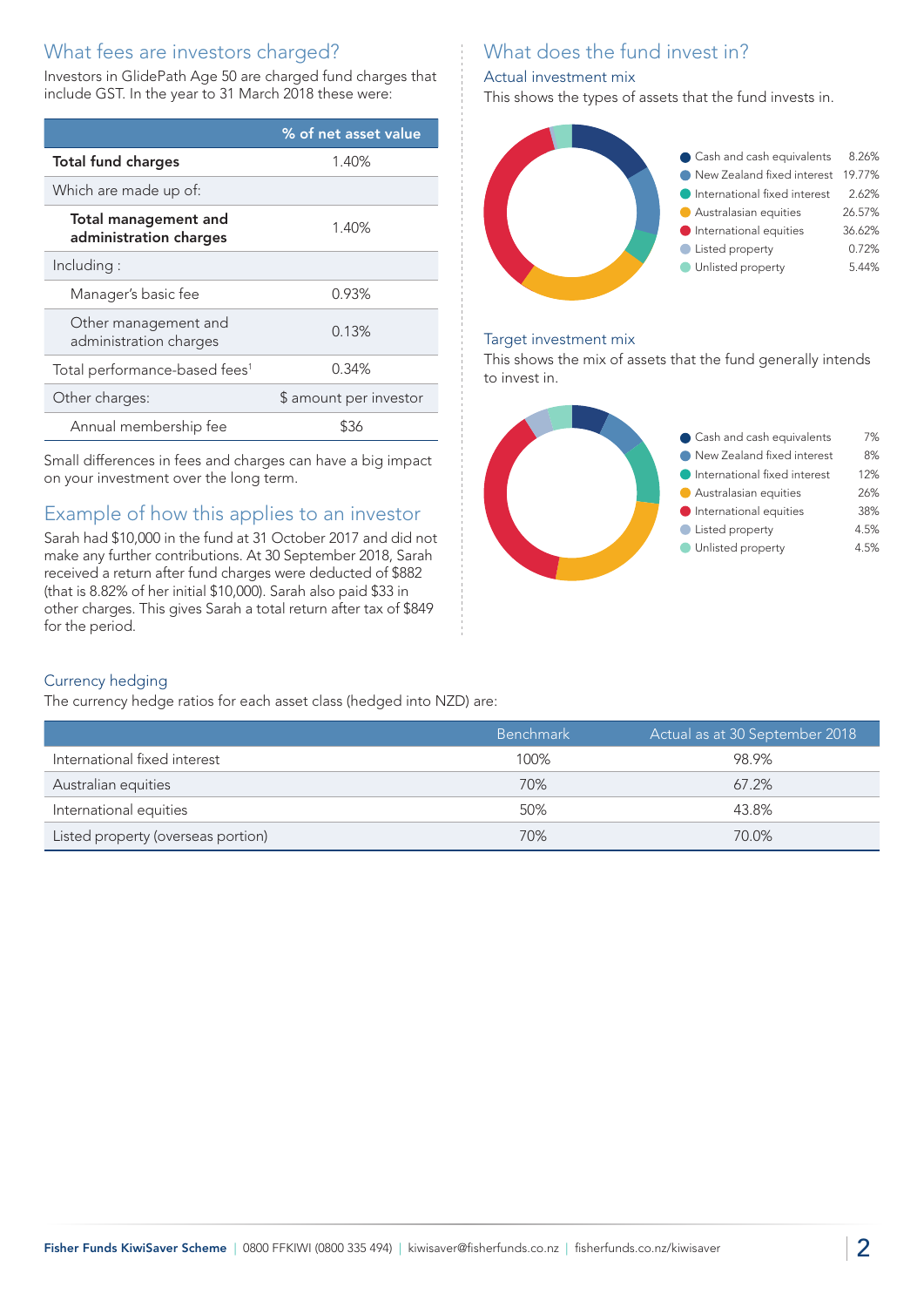## What fees are investors charged?

Investors in GlidePath Age 50 are charged fund charges that include GST. In the year to 31 March 2018 these were:

| | % of net asset value |
|---|---|
| **Total fund charges** | 1.40% |
| Which are made up of: | |
| **Total management and administration charges** | 1.40% |
| Including : | |
| Manager's basic fee | 0.93% |
| Other management and administration charges | 0.13% |
| Total performance-based fees[1] | 0.34% |
| Other charges: | $ amount per investor |
| Annual membership fee | $36 |

Small differences in fees and charges can have a big impact on your investment over the long term.

## Example of how this applies to an investor

Sarah had $10,000 in the fund at 31 October 2017 and did not make any further contributions. At 30 September 2018, Sarah received a return after fund charges were deducted of $882 (that is 8.82% of her initial $10,000). Sarah also paid $33 in other charges. This gives Sarah a total return after tax of $849 for the period.

## What does the fund invest in?

### Actual investment mix

This shows the types of assets that the fund invests in.

| Asset class | % |
|---|---|
| Cash and cash equivalents | 8.26% |
| New Zealand fixed interest | 19.77% |
| International fixed interest | 2.62% |
| Australasian equities | 26.57% |
| International equities | 36.62% |
| Listed property | 0.72% |
| Unlisted property | 5.44% |

### Target investment mix

This shows the mix of assets that the fund generally intends to invest in.

| Asset class | % |
|---|---|
| Cash and cash equivalents | 7% |
| New Zealand fixed interest | 8% |
| International fixed interest | 12% |
| Australasian equities | 26% |
| International equities | 38% |
| Listed property | 4.5% |
| Unlisted property | 4.5% |

### Currency hedging

The currency hedge ratios for each asset class (hedged into NZD) are:

| | Benchmark | Actual as at 30 September 2018 |
|---|---|---|
| International fixed interest | 100% | 98.9% |
| Australian equities | 70% | 67.2% |
| International equities | 50% | 43.8% |
| Listed property (overseas portion) | 70% | 70.0% |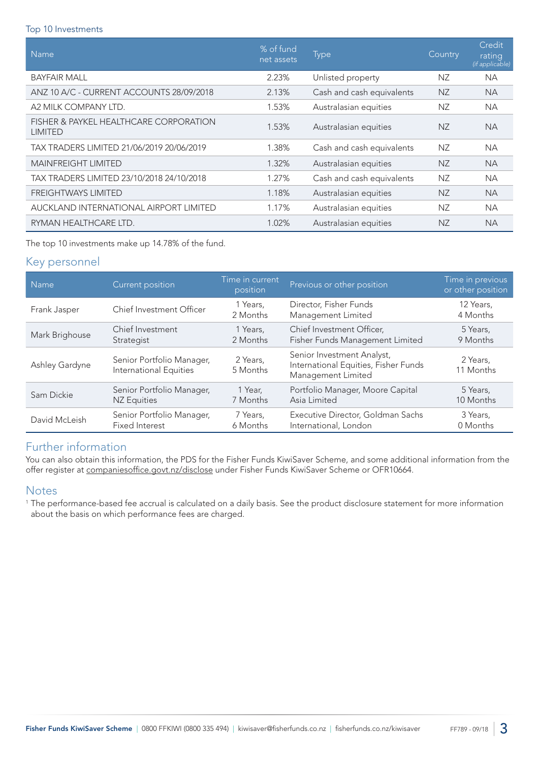Top 10 Investments

| Name | % of fund net assets | Type | Country | Credit rating *(if applicable)* |
|---|---|---|---|---|
| BAYFAIR MALL | 2.23% | Unlisted property | NZ | NA |
| ANZ 10 A/C - CURRENT ACCOUNTS 28/09/2018 | 2.13% | Cash and cash equivalents | NZ | NA |
| A2 MILK COMPANY LTD. | 1.53% | Australasian equities | NZ | NA |
| FISHER & PAYKEL HEALTHCARE CORPORATION LIMITED | 1.53% | Australasian equities | NZ | NA |
| TAX TRADERS LIMITED 21/06/2019 20/06/2019 | 1.38% | Cash and cash equivalents | NZ | NA |
| MAINFREIGHT LIMITED | 1.32% | Australasian equities | NZ | NA |
| TAX TRADERS LIMITED 23/10/2018 24/10/2018 | 1.27% | Cash and cash equivalents | NZ | NA |
| FREIGHTWAYS LIMITED | 1.18% | Australasian equities | NZ | NA |
| AUCKLAND INTERNATIONAL AIRPORT LIMITED | 1.17% | Australasian equities | NZ | NA |
| RYMAN HEALTHCARE LTD. | 1.02% | Australasian equities | NZ | NA |

The top 10 investments make up 14.78% of the fund.

## Key personnel

| Name | Current position | Time in current position | Previous or other position | Time in previous or other position |
|---|---|---|---|---|
| Frank Jasper | Chief Investment Officer | 1 Years, 2 Months | Director, Fisher Funds Management Limited | 12 Years, 4 Months |
| Mark Brighouse | Chief Investment Strategist | 1 Years, 2 Months | Chief Investment Officer, Fisher Funds Management Limited | 5 Years, 9 Months |
| Ashley Gardyne | Senior Portfolio Manager, International Equities | 2 Years, 5 Months | Senior Investment Analyst, International Equities, Fisher Funds Management Limited | 2 Years, 11 Months |
| Sam Dickie | Senior Portfolio Manager, NZ Equities | 1 Year, 7 Months | Portfolio Manager, Moore Capital Asia Limited | 5 Years, 10 Months |
| David McLeish | Senior Portfolio Manager, Fixed Interest | 7 Years, 6 Months | Executive Director, Goldman Sachs International, London | 3 Years, 0 Months |

## Further information

You can also obtain this information, the PDS for the Fisher Funds KiwiSaver Scheme, and some additional information from the offer register at companiesoffice.govt.nz/disclose under Fisher Funds KiwiSaver Scheme or OFR10664.

## Notes

[1] The performance-based fee accrual is calculated on a daily basis. See the product disclosure statement for more information about the basis on which performance fees are charged.